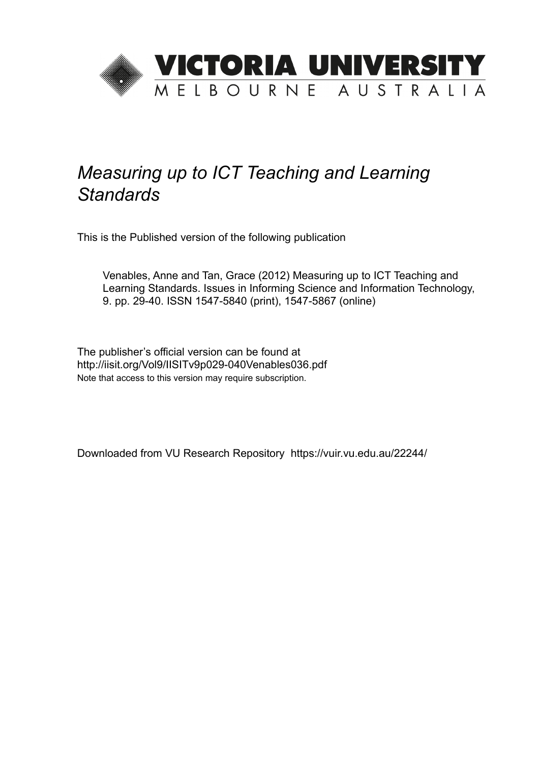# VICTORIA UNIVERSITY

MELBOURNE AUSTRALIA

*Measuring up to ICT Teaching and Learning Standards*

This is the Published version of the following publication

Venables, Anne and Tan, Grace (2012) Measuring up to ICT Teaching and Learning Standards. Issues in Informing Science and Information Technology, 9. pp. 29-40. ISSN 1547-5840 (print), 1547-5867 (online)

The publisher's official version can be found at
http://iisit.org/Vol9/IISITv9p029-040Venables036.pdf
Note that access to this version may require subscription.

Downloaded from VU Research Repository https://vuir.vu.edu.au/22244/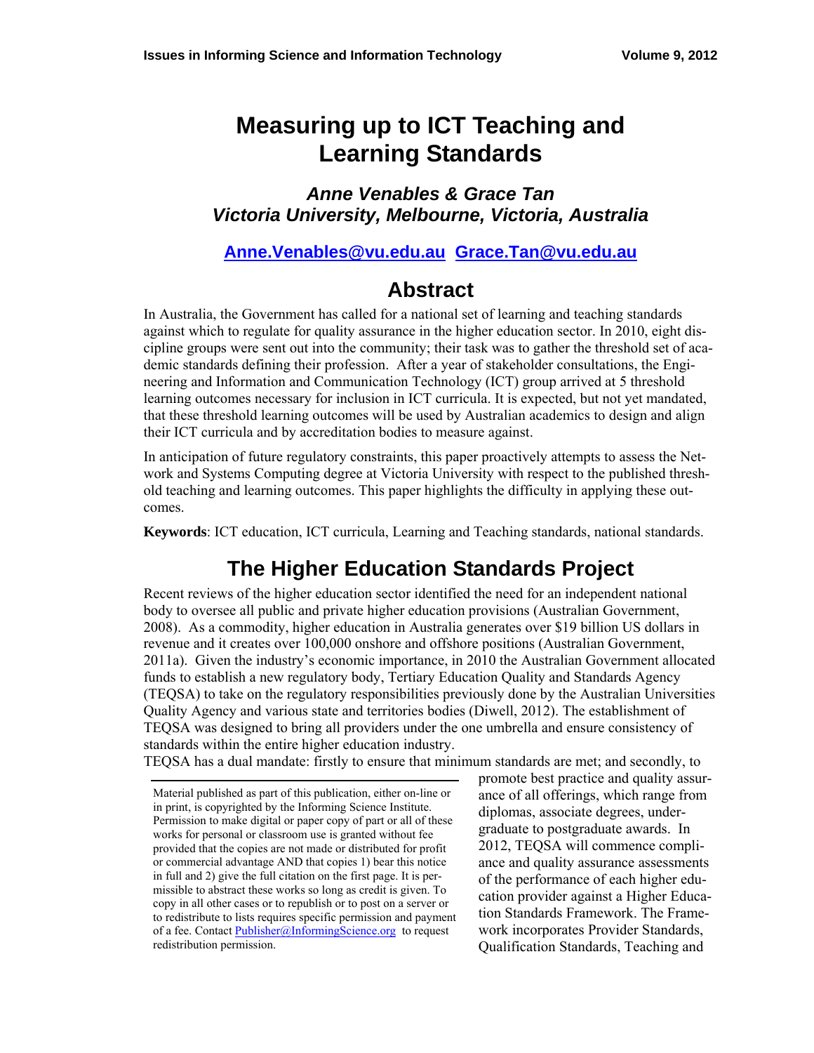# Measuring up to ICT Teaching and Learning Standards

***Anne Venables & Grace Tan***
***Victoria University, Melbourne, Victoria, Australia***

**[Anne.Venables@vu.edu.au](mailto:Anne.Venables@vu.edu.au) [Grace.Tan@vu.edu.au](mailto:Grace.Tan@vu.edu.au)**

## Abstract

In Australia, the Government has called for a national set of learning and teaching standards against which to regulate for quality assurance in the higher education sector. In 2010, eight discipline groups were sent out into the community; their task was to gather the threshold set of academic standards defining their profession. After a year of stakeholder consultations, the Engineering and Information and Communication Technology (ICT) group arrived at 5 threshold learning outcomes necessary for inclusion in ICT curricula. It is expected, but not yet mandated, that these threshold learning outcomes will be used by Australian academics to design and align their ICT curricula and by accreditation bodies to measure against.

In anticipation of future regulatory constraints, this paper proactively attempts to assess the Network and Systems Computing degree at Victoria University with respect to the published threshold teaching and learning outcomes. This paper highlights the difficulty in applying these outcomes.

**Keywords**: ICT education, ICT curricula, Learning and Teaching standards, national standards.

## The Higher Education Standards Project

Recent reviews of the higher education sector identified the need for an independent national body to oversee all public and private higher education provisions (Australian Government, 2008). As a commodity, higher education in Australia generates over $19 billion US dollars in revenue and it creates over 100,000 onshore and offshore positions (Australian Government, 2011a). Given the industry's economic importance, in 2010 the Australian Government allocated funds to establish a new regulatory body, Tertiary Education Quality and Standards Agency (TEQSA) to take on the regulatory responsibilities previously done by the Australian Universities Quality Agency and various state and territories bodies (Diwell, 2012). The establishment of TEQSA was designed to bring all providers under the one umbrella and ensure consistency of standards within the entire higher education industry.

TEQSA has a dual mandate: firstly to ensure that minimum standards are met; and secondly, to promote best practice and quality assurance of all offerings, which range from diplomas, associate degrees, undergraduate to postgraduate awards. In 2012, TEQSA will commence compliance and quality assurance assessments of the performance of each higher education provider against a Higher Education Standards Framework. The Framework incorporates Provider Standards, Qualification Standards, Teaching and

Material published as part of this publication, either on-line or in print, is copyrighted by the Informing Science Institute. Permission to make digital or paper copy of part or all of these works for personal or classroom use is granted without fee provided that the copies are not made or distributed for profit or commercial advantage AND that copies 1) bear this notice in full and 2) give the full citation on the first page. It is permissible to abstract these works so long as credit is given. To copy in all other cases or to republish or to post on a server or to redistribute to lists requires specific permission and payment of a fee. Contact [Publisher@InformingScience.org](mailto:Publisher@InformingScience.org) to request redistribution permission.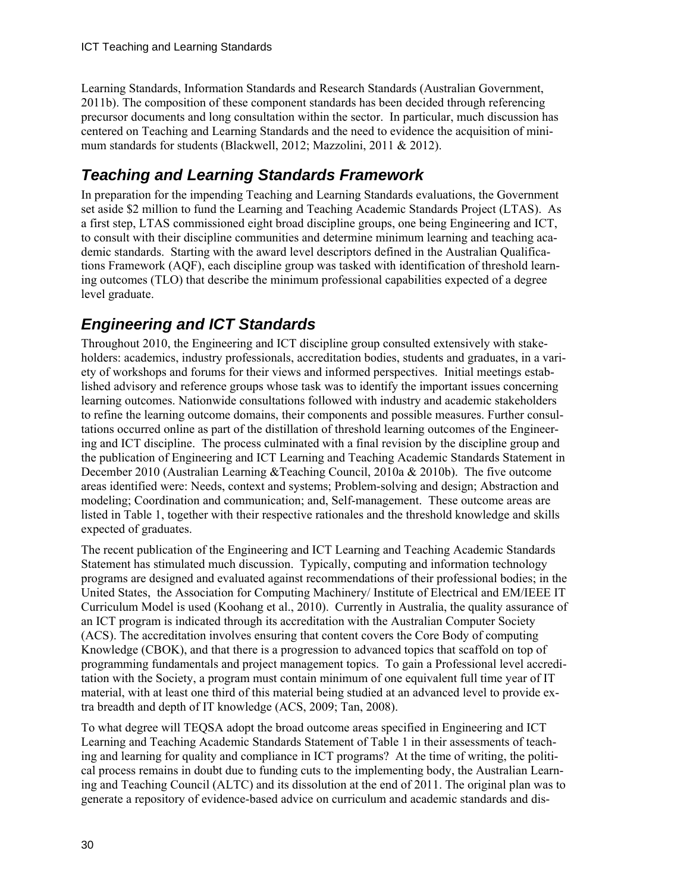Learning Standards, Information Standards and Research Standards (Australian Government, 2011b). The composition of these component standards has been decided through referencing precursor documents and long consultation within the sector. In particular, much discussion has centered on Teaching and Learning Standards and the need to evidence the acquisition of minimum standards for students (Blackwell, 2012; Mazzolini, 2011 & 2012).

## *Teaching and Learning Standards Framework*

In preparation for the impending Teaching and Learning Standards evaluations, the Government set aside \$2 million to fund the Learning and Teaching Academic Standards Project (LTAS). As a first step, LTAS commissioned eight broad discipline groups, one being Engineering and ICT, to consult with their discipline communities and determine minimum learning and teaching academic standards. Starting with the award level descriptors defined in the Australian Qualifications Framework (AQF), each discipline group was tasked with identification of threshold learning outcomes (TLO) that describe the minimum professional capabilities expected of a degree level graduate.

## *Engineering and ICT Standards*

Throughout 2010, the Engineering and ICT discipline group consulted extensively with stakeholders: academics, industry professionals, accreditation bodies, students and graduates, in a variety of workshops and forums for their views and informed perspectives. Initial meetings established advisory and reference groups whose task was to identify the important issues concerning learning outcomes. Nationwide consultations followed with industry and academic stakeholders to refine the learning outcome domains, their components and possible measures. Further consultations occurred online as part of the distillation of threshold learning outcomes of the Engineering and ICT discipline. The process culminated with a final revision by the discipline group and the publication of Engineering and ICT Learning and Teaching Academic Standards Statement in December 2010 (Australian Learning &Teaching Council, 2010a & 2010b). The five outcome areas identified were: Needs, context and systems; Problem-solving and design; Abstraction and modeling; Coordination and communication; and, Self-management. These outcome areas are listed in Table 1, together with their respective rationales and the threshold knowledge and skills expected of graduates.

The recent publication of the Engineering and ICT Learning and Teaching Academic Standards Statement has stimulated much discussion. Typically, computing and information technology programs are designed and evaluated against recommendations of their professional bodies; in the United States, the Association for Computing Machinery/ Institute of Electrical and EM/IEEE IT Curriculum Model is used (Koohang et al., 2010). Currently in Australia, the quality assurance of an ICT program is indicated through its accreditation with the Australian Computer Society (ACS). The accreditation involves ensuring that content covers the Core Body of computing Knowledge (CBOK), and that there is a progression to advanced topics that scaffold on top of programming fundamentals and project management topics. To gain a Professional level accreditation with the Society, a program must contain minimum of one equivalent full time year of IT material, with at least one third of this material being studied at an advanced level to provide extra breadth and depth of IT knowledge (ACS, 2009; Tan, 2008).

To what degree will TEQSA adopt the broad outcome areas specified in Engineering and ICT Learning and Teaching Academic Standards Statement of Table 1 in their assessments of teaching and learning for quality and compliance in ICT programs? At the time of writing, the political process remains in doubt due to funding cuts to the implementing body, the Australian Learning and Teaching Council (ALTC) and its dissolution at the end of 2011. The original plan was to generate a repository of evidence-based advice on curriculum and academic standards and dis-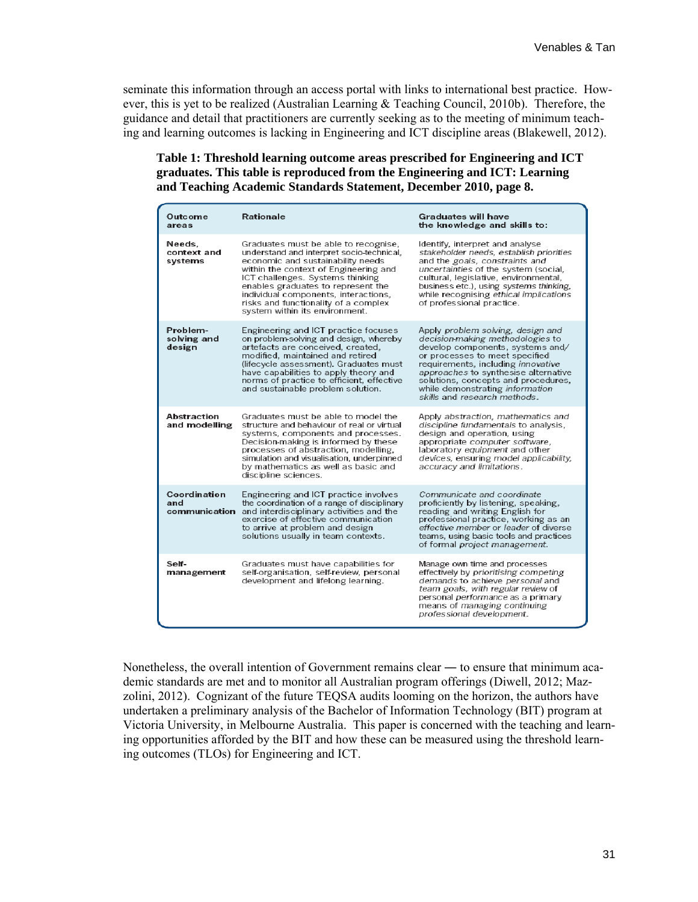seminate this information through an access portal with links to international best practice. However, this is yet to be realized (Australian Learning & Teaching Council, 2010b). Therefore, the guidance and detail that practitioners are currently seeking as to the meeting of minimum teaching and learning outcomes is lacking in Engineering and ICT discipline areas (Blakewell, 2012).

**Table 1: Threshold learning outcome areas prescribed for Engineering and ICT graduates. This table is reproduced from the Engineering and ICT: Learning and Teaching Academic Standards Statement, December 2010, page 8.**

| Outcome areas | Rationale | Graduates will have the knowledge and skills to: |
|---|---|---|
| **Needs, context and systems** | Graduates must be able to recognise, understand and interpret socio-technical, economic and sustainability needs within the context of Engineering and ICT challenges. Systems thinking enables graduates to represent the individual components, interactions, risks and functionality of a complex system within its environment. | Identify, interpret and analyse *stakeholder needs, establish priorities* and the *goals, constraints and uncertainties* of the system (social, cultural, legislative, environmental, business etc.), using *systems thinking*, while recognising *ethical implications* of professional practice. |
| **Problem-solving and design** | Engineering and ICT practice focuses on problem-solving and design, whereby artefacts are conceived, created, modified, maintained and retired (lifecycle assessment). Graduates must have capabilities to apply theory and norms of practice to efficient, effective and sustainable problem solution. | Apply *problem solving, design and decision-making methodologies* to develop components, systems and/or processes to meet specified requirements, including *innovative approaches* to synthesise alternative solutions, concepts and procedures, while demonstrating *information skills* and *research methods*. |
| **Abstraction and modelling** | Graduates must be able to model the structure and behaviour of real or virtual systems, components and processes. Decision-making is informed by these processes of abstraction, modelling, simulation and visualisation, underpinned by mathematics as well as basic and discipline sciences. | Apply *abstraction, mathematics and discipline fundamentals* to analysis, design and operation, using appropriate *computer software*, laboratory *equipment* and other *devices*, ensuring *model applicability, accuracy and limitations*. |
| **Coordination and communication** | Engineering and ICT practice involves the coordination of a range of disciplinary and interdisciplinary activities and the exercise of effective communication to arrive at problem and design solutions usually in team contexts. | *Communicate and coordinate* proficiently by listening, speaking, reading and writing English for professional practice, working as an *effective member* or *leader* of diverse teams, using basic tools and practices of formal *project management*. |
| **Self-management** | Graduates must have capabilities for self-organisation, self-review, personal development and lifelong learning. | Manage own time and processes effectively by *prioritising competing demands* to achieve *personal* and *team goals*, with regular review of personal *performance* as a primary means of *managing continuing professional development*. |

Nonetheless, the overall intention of Government remains clear ― to ensure that minimum academic standards are met and to monitor all Australian program offerings (Diwell, 2012; Mazzolini, 2012). Cognizant of the future TEQSA audits looming on the horizon, the authors have undertaken a preliminary analysis of the Bachelor of Information Technology (BIT) program at Victoria University, in Melbourne Australia. This paper is concerned with the teaching and learning opportunities afforded by the BIT and how these can be measured using the threshold learning outcomes (TLOs) for Engineering and ICT.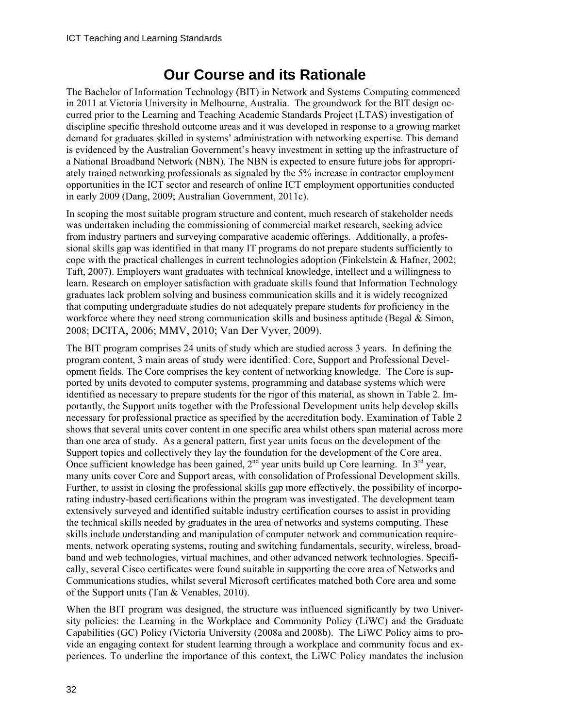# Our Course and its Rationale

The Bachelor of Information Technology (BIT) in Network and Systems Computing commenced in 2011 at Victoria University in Melbourne, Australia. The groundwork for the BIT design occurred prior to the Learning and Teaching Academic Standards Project (LTAS) investigation of discipline specific threshold outcome areas and it was developed in response to a growing market demand for graduates skilled in systems' administration with networking expertise. This demand is evidenced by the Australian Government's heavy investment in setting up the infrastructure of a National Broadband Network (NBN). The NBN is expected to ensure future jobs for appropriately trained networking professionals as signaled by the 5% increase in contractor employment opportunities in the ICT sector and research of online ICT employment opportunities conducted in early 2009 (Dang, 2009; Australian Government, 2011c).

In scoping the most suitable program structure and content, much research of stakeholder needs was undertaken including the commissioning of commercial market research, seeking advice from industry partners and surveying comparative academic offerings. Additionally, a professional skills gap was identified in that many IT programs do not prepare students sufficiently to cope with the practical challenges in current technologies adoption (Finkelstein & Hafner, 2002; Taft, 2007). Employers want graduates with technical knowledge, intellect and a willingness to learn. Research on employer satisfaction with graduate skills found that Information Technology graduates lack problem solving and business communication skills and it is widely recognized that computing undergraduate studies do not adequately prepare students for proficiency in the workforce where they need strong communication skills and business aptitude (Begal & Simon, 2008; DCITA, 2006; MMV, 2010; Van Der Vyver, 2009).

The BIT program comprises 24 units of study which are studied across 3 years. In defining the program content, 3 main areas of study were identified: Core, Support and Professional Development fields. The Core comprises the key content of networking knowledge. The Core is supported by units devoted to computer systems, programming and database systems which were identified as necessary to prepare students for the rigor of this material, as shown in Table 2. Importantly, the Support units together with the Professional Development units help develop skills necessary for professional practice as specified by the accreditation body. Examination of Table 2 shows that several units cover content in one specific area whilst others span material across more than one area of study. As a general pattern, first year units focus on the development of the Support topics and collectively they lay the foundation for the development of the Core area. Once sufficient knowledge has been gained, 2nd year units build up Core learning. In 3rd year, many units cover Core and Support areas, with consolidation of Professional Development skills. Further, to assist in closing the professional skills gap more effectively, the possibility of incorporating industry-based certifications within the program was investigated. The development team extensively surveyed and identified suitable industry certification courses to assist in providing the technical skills needed by graduates in the area of networks and systems computing. These skills include understanding and manipulation of computer network and communication requirements, network operating systems, routing and switching fundamentals, security, wireless, broadband and web technologies, virtual machines, and other advanced network technologies. Specifically, several Cisco certificates were found suitable in supporting the core area of Networks and Communications studies, whilst several Microsoft certificates matched both Core area and some of the Support units (Tan & Venables, 2010).

When the BIT program was designed, the structure was influenced significantly by two University policies: the Learning in the Workplace and Community Policy (LiWC) and the Graduate Capabilities (GC) Policy (Victoria University (2008a and 2008b). The LiWC Policy aims to provide an engaging context for student learning through a workplace and community focus and experiences. To underline the importance of this context, the LiWC Policy mandates the inclusion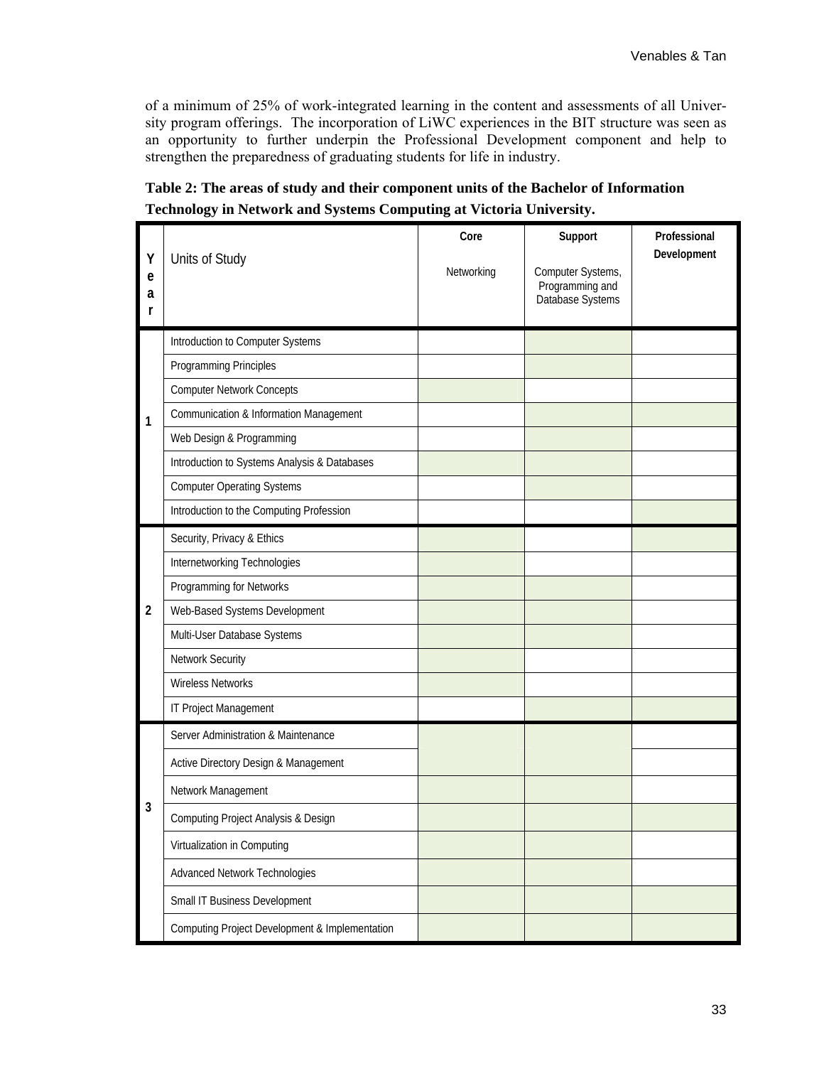of a minimum of 25% of work-integrated learning in the content and assessments of all University program offerings. The incorporation of LiWC experiences in the BIT structure was seen as an opportunity to further underpin the Professional Development component and help to strengthen the preparedness of graduating students for life in industry.

**Table 2: The areas of study and their component units of the Bachelor of Information Technology in Network and Systems Computing at Victoria University.**

(✓ = shaded cell in the original table)

| Year | Units of Study | Core<br>Networking | Support<br>Computer Systems, Programming and Database Systems | Professional Development |
|---|---|---|---|---|
| 1 | Introduction to Computer Systems | | ✓ | |
| | Programming Principles | | ✓ | |
| | Computer Network Concepts | ✓ | | |
| | Communication & Information Management | | ✓ | ✓ |
| | Web Design & Programming | | ✓ | |
| | Introduction to Systems Analysis & Databases | ✓ | ✓ | |
| | Computer Operating Systems | | ✓ | |
| | Introduction to the Computing Profession | | | ✓ |
| 2 | Security, Privacy & Ethics | ✓ | | ✓ |
| | Internetworking Technologies | ✓ | | |
| | Programming for Networks | ✓ | ✓ | |
| | Web-Based Systems Development | ✓ | ✓ | |
| | Multi-User Database Systems | ✓ | ✓ | |
| | Network Security | ✓ | | |
| | Wireless Networks | ✓ | | |
| | IT Project Management | | ✓ | ✓ |
| 3 | Server Administration & Maintenance | ✓ | ✓ | |
| | Active Directory Design & Management | ✓ | ✓ | |
| | Network Management | ✓ | ✓ | |
| | Computing Project Analysis & Design | ✓ | ✓ | ✓ |
| | Virtualization in Computing | ✓ | ✓ | |
| | Advanced Network Technologies | ✓ | ✓ | |
| | Small IT Business Development | ✓ | ✓ | ✓ |
| | Computing Project Development & Implementation | ✓ | ✓ | ✓ |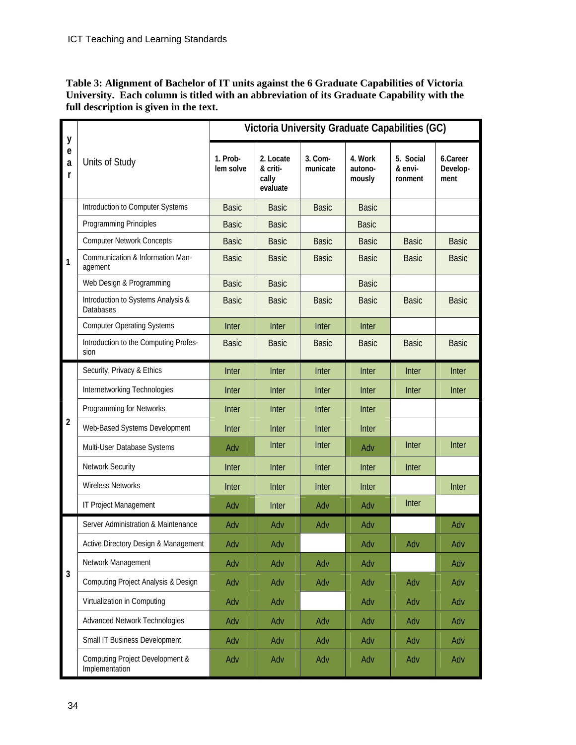**Table 3: Alignment of Bachelor of IT units against the 6 Graduate Capabilities of Victoria University. Each column is titled with an abbreviation of its Graduate Capability with the full description is given in the text.**

| year | Units of Study | Victoria University Graduate Capabilities (GC) | | | | | |
|---|---|---|---|---|---|---|---|
| | | 1. Problem solve | 2. Locate & critically evaluate | 3. Communicate | 4. Work autonomously | 5. Social & environment | 6.Career Development |
| 1 | Introduction to Computer Systems | Basic | Basic | Basic | Basic | | |
| | Programming Principles | Basic | Basic | | Basic | | |
| | Computer Network Concepts | Basic | Basic | Basic | Basic | Basic | Basic |
| | Communication & Information Management | Basic | Basic | Basic | Basic | Basic | Basic |
| | Web Design & Programming | Basic | Basic | | Basic | | |
| | Introduction to Systems Analysis & Databases | Basic | Basic | Basic | Basic | Basic | Basic |
| | Computer Operating Systems | Inter | Inter | Inter | Inter | | |
| | Introduction to the Computing Profession | Basic | Basic | Basic | Basic | Basic | Basic |
| 2 | Security, Privacy & Ethics | Inter | Inter | Inter | Inter | Inter | Inter |
| | Internetworking Technologies | Inter | Inter | Inter | Inter | Inter | Inter |
| | Programming for Networks | Inter | Inter | Inter | Inter | | |
| | Web-Based Systems Development | Inter | Inter | Inter | Inter | | |
| | Multi-User Database Systems | Adv | Inter | Inter | Adv | Inter | Inter |
| | Network Security | Inter | Inter | Inter | Inter | Inter | |
| | Wireless Networks | Inter | Inter | Inter | Inter | | Inter |
| | IT Project Management | Adv | Inter | Adv | Adv | Inter | |
| 3 | Server Administration & Maintenance | Adv | Adv | Adv | Adv | | Adv |
| | Active Directory Design & Management | Adv | Adv | | Adv | Adv | Adv |
| | Network Management | Adv | Adv | Adv | Adv | | Adv |
| | Computing Project Analysis & Design | Adv | Adv | Adv | Adv | Adv | Adv |
| | Virtualization in Computing | Adv | Adv | | Adv | Adv | Adv |
| | Advanced Network Technologies | Adv | Adv | Adv | Adv | Adv | Adv |
| | Small IT Business Development | Adv | Adv | Adv | Adv | Adv | Adv |
| | Computing Project Development & Implementation | Adv | Adv | Adv | Adv | Adv | Adv |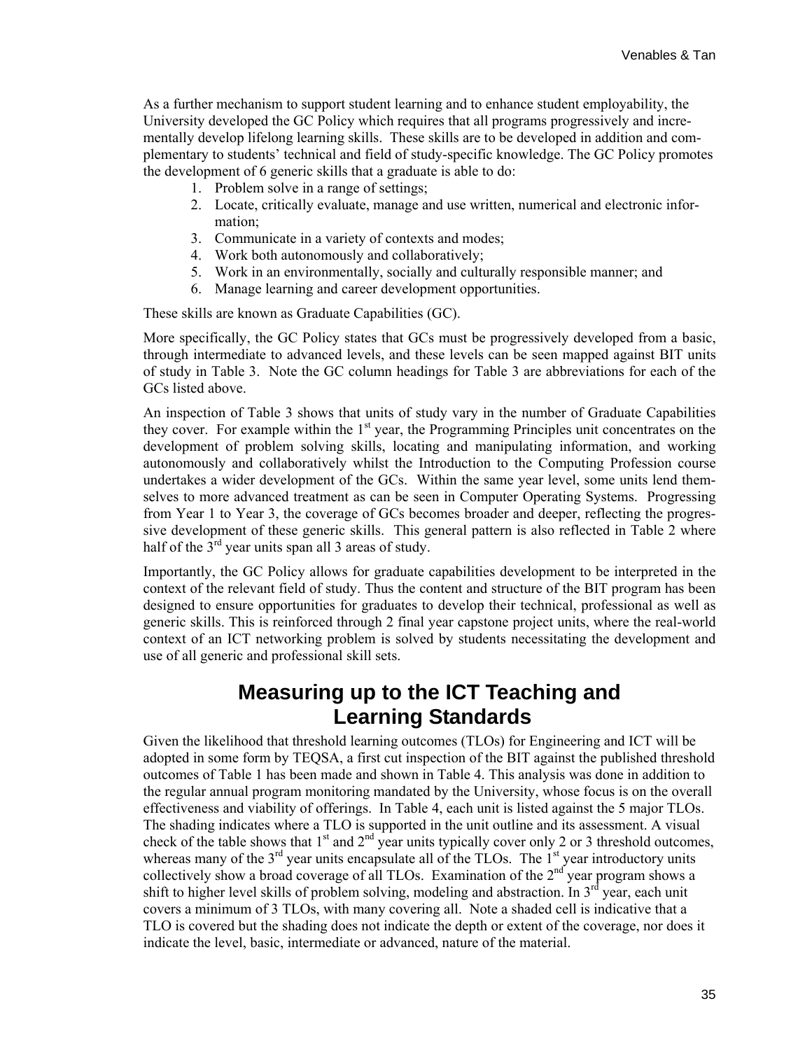As a further mechanism to support student learning and to enhance student employability, the University developed the GC Policy which requires that all programs progressively and incrementally develop lifelong learning skills. These skills are to be developed in addition and complementary to students' technical and field of study-specific knowledge. The GC Policy promotes the development of 6 generic skills that a graduate is able to do:

1. Problem solve in a range of settings;
2. Locate, critically evaluate, manage and use written, numerical and electronic information;
3. Communicate in a variety of contexts and modes;
4. Work both autonomously and collaboratively;
5. Work in an environmentally, socially and culturally responsible manner; and
6. Manage learning and career development opportunities.

These skills are known as Graduate Capabilities (GC).

More specifically, the GC Policy states that GCs must be progressively developed from a basic, through intermediate to advanced levels, and these levels can be seen mapped against BIT units of study in Table 3. Note the GC column headings for Table 3 are abbreviations for each of the GCs listed above.

An inspection of Table 3 shows that units of study vary in the number of Graduate Capabilities they cover. For example within the 1st year, the Programming Principles unit concentrates on the development of problem solving skills, locating and manipulating information, and working autonomously and collaboratively whilst the Introduction to the Computing Profession course undertakes a wider development of the GCs. Within the same year level, some units lend themselves to more advanced treatment as can be seen in Computer Operating Systems. Progressing from Year 1 to Year 3, the coverage of GCs becomes broader and deeper, reflecting the progressive development of these generic skills. This general pattern is also reflected in Table 2 where half of the 3rd year units span all 3 areas of study.

Importantly, the GC Policy allows for graduate capabilities development to be interpreted in the context of the relevant field of study. Thus the content and structure of the BIT program has been designed to ensure opportunities for graduates to develop their technical, professional as well as generic skills. This is reinforced through 2 final year capstone project units, where the real-world context of an ICT networking problem is solved by students necessitating the development and use of all generic and professional skill sets.

# Measuring up to the ICT Teaching and Learning Standards

Given the likelihood that threshold learning outcomes (TLOs) for Engineering and ICT will be adopted in some form by TEQSA, a first cut inspection of the BIT against the published threshold outcomes of Table 1 has been made and shown in Table 4. This analysis was done in addition to the regular annual program monitoring mandated by the University, whose focus is on the overall effectiveness and viability of offerings. In Table 4, each unit is listed against the 5 major TLOs. The shading indicates where a TLO is supported in the unit outline and its assessment. A visual check of the table shows that 1st and 2nd year units typically cover only 2 or 3 threshold outcomes, whereas many of the 3rd year units encapsulate all of the TLOs. The 1st year introductory units collectively show a broad coverage of all TLOs. Examination of the 2nd year program shows a shift to higher level skills of problem solving, modeling and abstraction. In 3rd year, each unit covers a minimum of 3 TLOs, with many covering all. Note a shaded cell is indicative that a TLO is covered but the shading does not indicate the depth or extent of the coverage, nor does it indicate the level, basic, intermediate or advanced, nature of the material.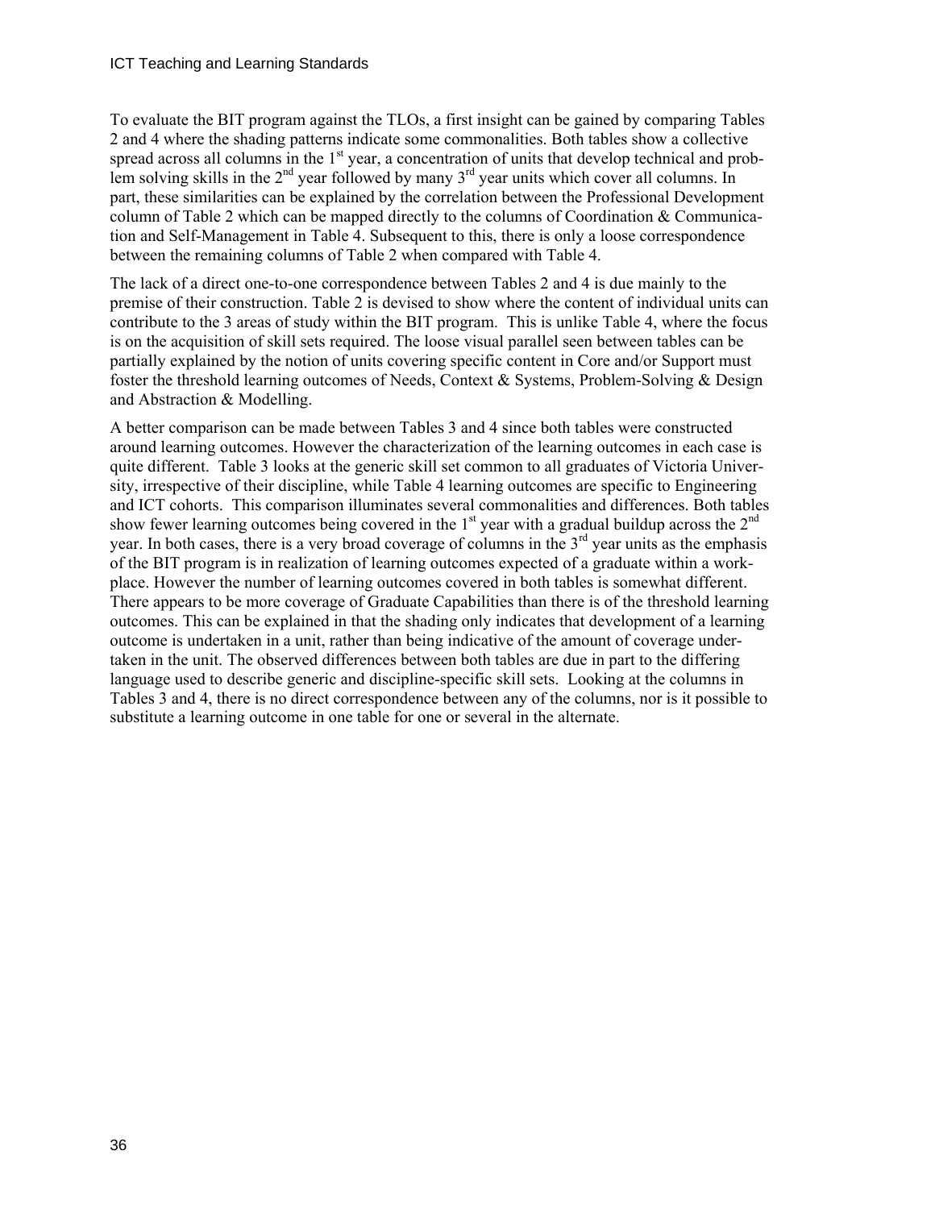To evaluate the BIT program against the TLOs, a first insight can be gained by comparing Tables 2 and 4 where the shading patterns indicate some commonalities. Both tables show a collective spread across all columns in the 1st year, a concentration of units that develop technical and problem solving skills in the 2nd year followed by many 3rd year units which cover all columns. In part, these similarities can be explained by the correlation between the Professional Development column of Table 2 which can be mapped directly to the columns of Coordination & Communication and Self-Management in Table 4. Subsequent to this, there is only a loose correspondence between the remaining columns of Table 2 when compared with Table 4.

The lack of a direct one-to-one correspondence between Tables 2 and 4 is due mainly to the premise of their construction. Table 2 is devised to show where the content of individual units can contribute to the 3 areas of study within the BIT program. This is unlike Table 4, where the focus is on the acquisition of skill sets required. The loose visual parallel seen between tables can be partially explained by the notion of units covering specific content in Core and/or Support must foster the threshold learning outcomes of Needs, Context & Systems, Problem-Solving & Design and Abstraction & Modelling.

A better comparison can be made between Tables 3 and 4 since both tables were constructed around learning outcomes. However the characterization of the learning outcomes in each case is quite different. Table 3 looks at the generic skill set common to all graduates of Victoria University, irrespective of their discipline, while Table 4 learning outcomes are specific to Engineering and ICT cohorts. This comparison illuminates several commonalities and differences. Both tables show fewer learning outcomes being covered in the 1st year with a gradual buildup across the 2nd year. In both cases, there is a very broad coverage of columns in the 3rd year units as the emphasis of the BIT program is in realization of learning outcomes expected of a graduate within a workplace. However the number of learning outcomes covered in both tables is somewhat different. There appears to be more coverage of Graduate Capabilities than there is of the threshold learning outcomes. This can be explained in that the shading only indicates that development of a learning outcome is undertaken in a unit, rather than being indicative of the amount of coverage undertaken in the unit. The observed differences between both tables are due in part to the differing language used to describe generic and discipline-specific skill sets. Looking at the columns in Tables 3 and 4, there is no direct correspondence between any of the columns, nor is it possible to substitute a learning outcome in one table for one or several in the alternate.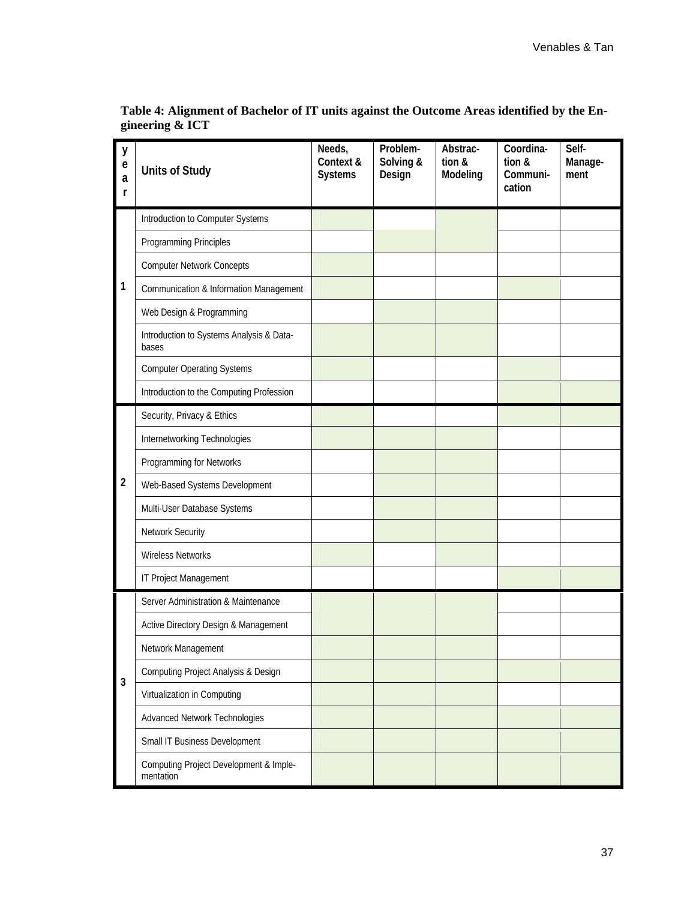**Table 4: Alignment of Bachelor of IT units against the Outcome Areas identified by the Engineering & ICT**

(✓ marks cells that are shaded in the original table.)

| year | Units of Study | Needs, Context & Systems | Problem-Solving & Design | Abstraction & Modeling | Coordination & Communication | Self-Management |
|---|---|---|---|---|---|---|
| 1 | Introduction to Computer Systems | ✓ | | ✓ | | |
| | Programming Principles | | ✓ | ✓ | | |
| | Computer Network Concepts | ✓ | | | | |
| | Communication & Information Management | ✓ | | | ✓ | |
| | Web Design & Programming | | ✓ | ✓ | | |
| | Introduction to Systems Analysis & Databases | ✓ | ✓ | ✓ | | |
| | Computer Operating Systems | ✓ | | | ✓ | |
| | Introduction to the Computing Profession | | | | ✓ | ✓ |
| 2 | Security, Privacy & Ethics | ✓ | | | ✓ | ✓ |
| | Internetworking Technologies | ✓ | ✓ | ✓ | | |
| | Programming for Networks | | ✓ | ✓ | | |
| | Web-Based Systems Development | | ✓ | ✓ | | |
| | Multi-User Database Systems | | ✓ | ✓ | | |
| | Network Security | | ✓ | ✓ | | |
| | Wireless Networks | ✓ | | ✓ | | |
| | IT Project Management | | | | ✓ | ✓ |
| 3 | Server Administration & Maintenance | ✓ | ✓ | ✓ | | |
| | Active Directory Design & Management | ✓ | ✓ | ✓ | | |
| | Network Management | ✓ | ✓ | ✓ | | |
| | Computing Project Analysis & Design | ✓ | ✓ | ✓ | ✓ | ✓ |
| | Virtualization in Computing | ✓ | ✓ | ✓ | | |
| | Advanced Network Technologies | ✓ | ✓ | ✓ | ✓ | ✓ |
| | Small IT Business Development | ✓ | ✓ | ✓ | ✓ | ✓ |
| | Computing Project Development & Implementation | ✓ | ✓ | ✓ | ✓ | ✓ |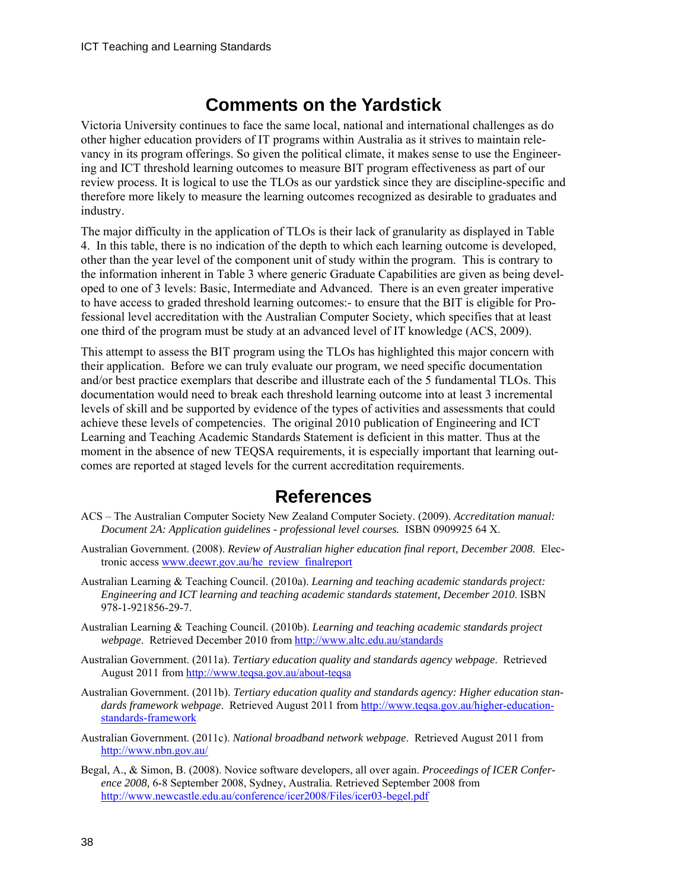## Comments on the Yardstick

Victoria University continues to face the same local, national and international challenges as do other higher education providers of IT programs within Australia as it strives to maintain relevancy in its program offerings. So given the political climate, it makes sense to use the Engineering and ICT threshold learning outcomes to measure BIT program effectiveness as part of our review process. It is logical to use the TLOs as our yardstick since they are discipline-specific and therefore more likely to measure the learning outcomes recognized as desirable to graduates and industry.

The major difficulty in the application of TLOs is their lack of granularity as displayed in Table 4. In this table, there is no indication of the depth to which each learning outcome is developed, other than the year level of the component unit of study within the program. This is contrary to the information inherent in Table 3 where generic Graduate Capabilities are given as being developed to one of 3 levels: Basic, Intermediate and Advanced. There is an even greater imperative to have access to graded threshold learning outcomes:- to ensure that the BIT is eligible for Professional level accreditation with the Australian Computer Society, which specifies that at least one third of the program must be study at an advanced level of IT knowledge (ACS, 2009).

This attempt to assess the BIT program using the TLOs has highlighted this major concern with their application. Before we can truly evaluate our program, we need specific documentation and/or best practice exemplars that describe and illustrate each of the 5 fundamental TLOs. This documentation would need to break each threshold learning outcome into at least 3 incremental levels of skill and be supported by evidence of the types of activities and assessments that could achieve these levels of competencies. The original 2010 publication of Engineering and ICT Learning and Teaching Academic Standards Statement is deficient in this matter. Thus at the moment in the absence of new TEQSA requirements, it is especially important that learning outcomes are reported at staged levels for the current accreditation requirements.

## References

ACS – The Australian Computer Society New Zealand Computer Society. (2009). *Accreditation manual: Document 2A: Application guidelines - professional level courses.* ISBN 0909925 64 X.

Australian Government. (2008). *Review of Australian higher education final report, December 2008.* Electronic access www.deewr.gov.au/he_review_finalreport

Australian Learning & Teaching Council. (2010a). *Learning and teaching academic standards project: Engineering and ICT learning and teaching academic standards statement, December 2010.* ISBN 978-1-921856-29-7.

Australian Learning & Teaching Council. (2010b). *Learning and teaching academic standards project webpage*. Retrieved December 2010 from http://www.altc.edu.au/standards

Australian Government. (2011a). *Tertiary education quality and standards agency webpage*. Retrieved August 2011 from http://www.teqsa.gov.au/about-teqsa

Australian Government. (2011b). *Tertiary education quality and standards agency: Higher education standards framework webpage*. Retrieved August 2011 from http://www.teqsa.gov.au/higher-education-standards-framework

Australian Government. (2011c). *National broadband network webpage*. Retrieved August 2011 from http://www.nbn.gov.au/

Begal, A., & Simon, B. (2008). Novice software developers, all over again. *Proceedings of ICER Conference 2008,* 6-8 September 2008, Sydney, Australia. Retrieved September 2008 from http://www.newcastle.edu.au/conference/icer2008/Files/icer03-begel.pdf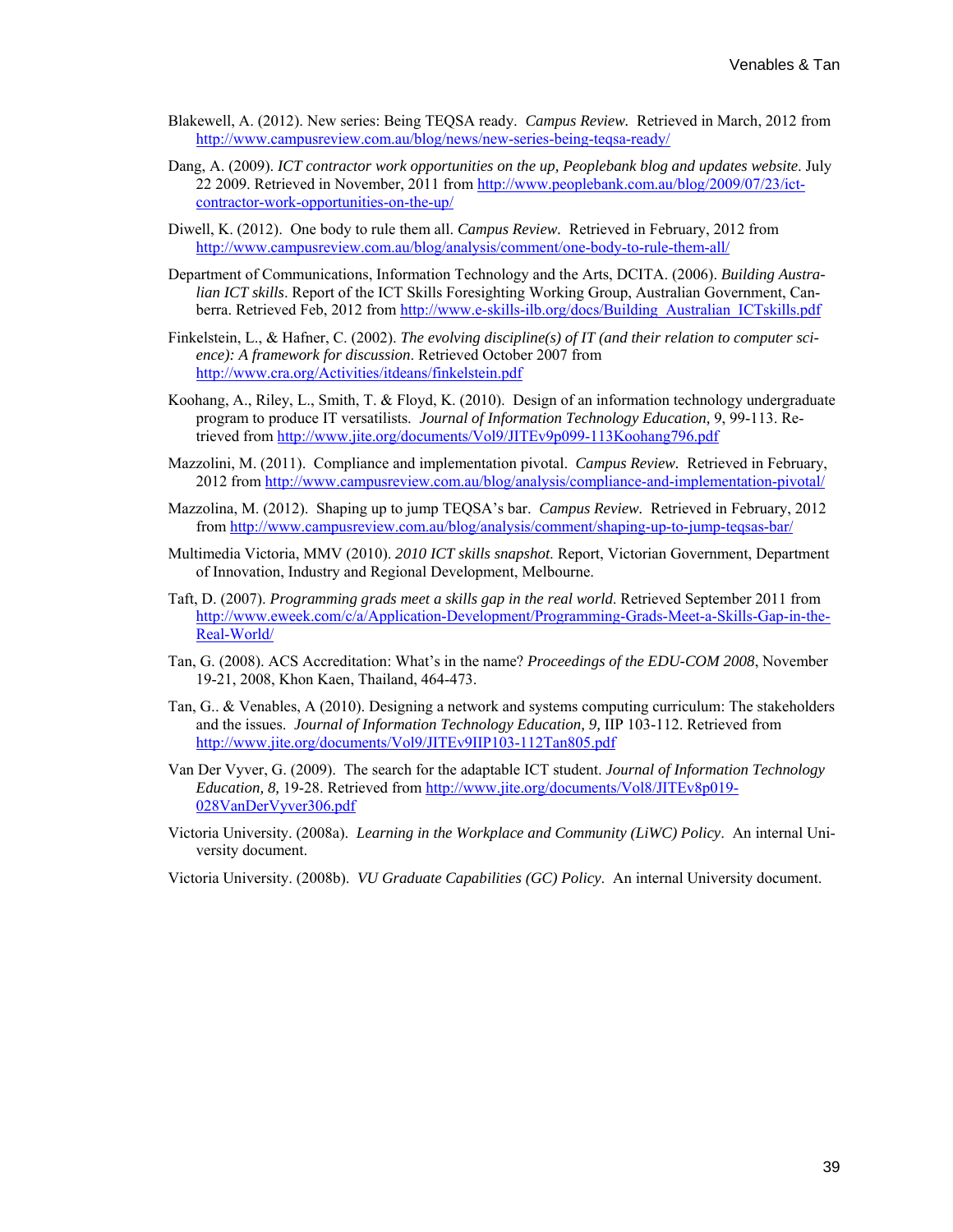Blakewell, A. (2012). New series: Being TEQSA ready. *Campus Review.* Retrieved in March, 2012 from http://www.campusreview.com.au/blog/news/new-series-being-teqsa-ready/

Dang, A. (2009). *ICT contractor work opportunities on the up, Peoplebank blog and updates website*. July 22 2009. Retrieved in November, 2011 from http://www.peoplebank.com.au/blog/2009/07/23/ict-contractor-work-opportunities-on-the-up/

Diwell, K. (2012). One body to rule them all. *Campus Review.* Retrieved in February, 2012 from http://www.campusreview.com.au/blog/analysis/comment/one-body-to-rule-them-all/

Department of Communications, Information Technology and the Arts, DCITA. (2006). *Building Australian ICT skills*. Report of the ICT Skills Foresighting Working Group, Australian Government, Canberra. Retrieved Feb, 2012 from http://www.e-skills-ilb.org/docs/Building_Australian_ICTskills.pdf

Finkelstein, L., & Hafner, C. (2002). *The evolving discipline(s) of IT (and their relation to computer science): A framework for discussion*. Retrieved October 2007 from http://www.cra.org/Activities/itdeans/finkelstein.pdf

Koohang, A., Riley, L., Smith, T. & Floyd, K. (2010). Design of an information technology undergraduate program to produce IT versatilists. *Journal of Information Technology Education, 9*, 99-113. Retrieved from http://www.jite.org/documents/Vol9/JITEv9p099-113Koohang796.pdf

Mazzolini, M. (2011). Compliance and implementation pivotal. *Campus Review.* Retrieved in February, 2012 from http://www.campusreview.com.au/blog/analysis/compliance-and-implementation-pivotal/

Mazzolina, M. (2012). Shaping up to jump TEQSA's bar. *Campus Review.* Retrieved in February, 2012 from http://www.campusreview.com.au/blog/analysis/comment/shaping-up-to-jump-teqsas-bar/

Multimedia Victoria, MMV (2010). *2010 ICT skills snapshot*. Report, Victorian Government, Department of Innovation, Industry and Regional Development, Melbourne.

Taft, D. (2007). *Programming grads meet a skills gap in the real world*. Retrieved September 2011 from http://www.eweek.com/c/a/Application-Development/Programming-Grads-Meet-a-Skills-Gap-in-the-Real-World/

Tan, G. (2008). ACS Accreditation: What's in the name? *Proceedings of the EDU-COM 2008*, November 19-21, 2008, Khon Kaen, Thailand, 464-473.

Tan, G.. & Venables, A (2010). Designing a network and systems computing curriculum: The stakeholders and the issues. *Journal of Information Technology Education, 9,* IIP 103-112. Retrieved from http://www.jite.org/documents/Vol9/JITEv9IIP103-112Tan805.pdf

Van Der Vyver, G. (2009). The search for the adaptable ICT student. *Journal of Information Technology Education, 8,* 19-28. Retrieved from http://www.jite.org/documents/Vol8/JITEv8p019-028VanDerVyver306.pdf

Victoria University. (2008a). *Learning in the Workplace and Community (LiWC) Policy*. An internal University document.

Victoria University. (2008b). *VU Graduate Capabilities (GC) Policy*. An internal University document.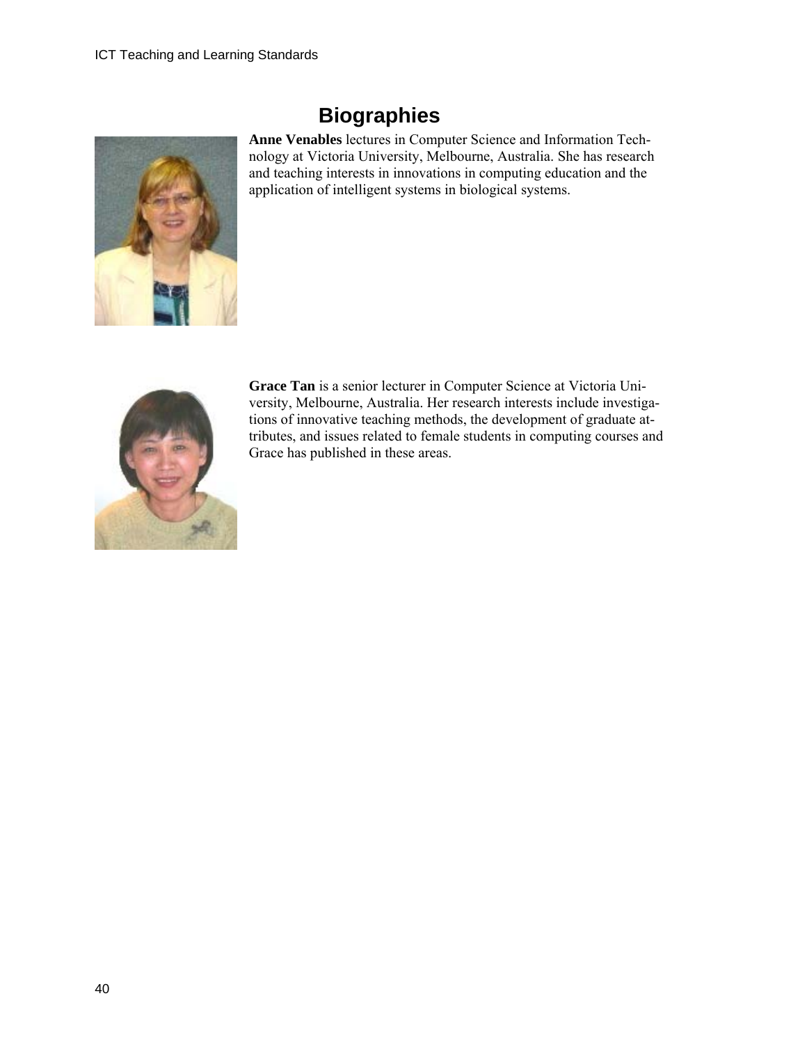# Biographies

**Anne Venables** lectures in Computer Science and Information Technology at Victoria University, Melbourne, Australia. She has research and teaching interests in innovations in computing education and the application of intelligent systems in biological systems.

**Grace Tan** is a senior lecturer in Computer Science at Victoria University, Melbourne, Australia. Her research interests include investigations of innovative teaching methods, the development of graduate attributes, and issues related to female students in computing courses and Grace has published in these areas.